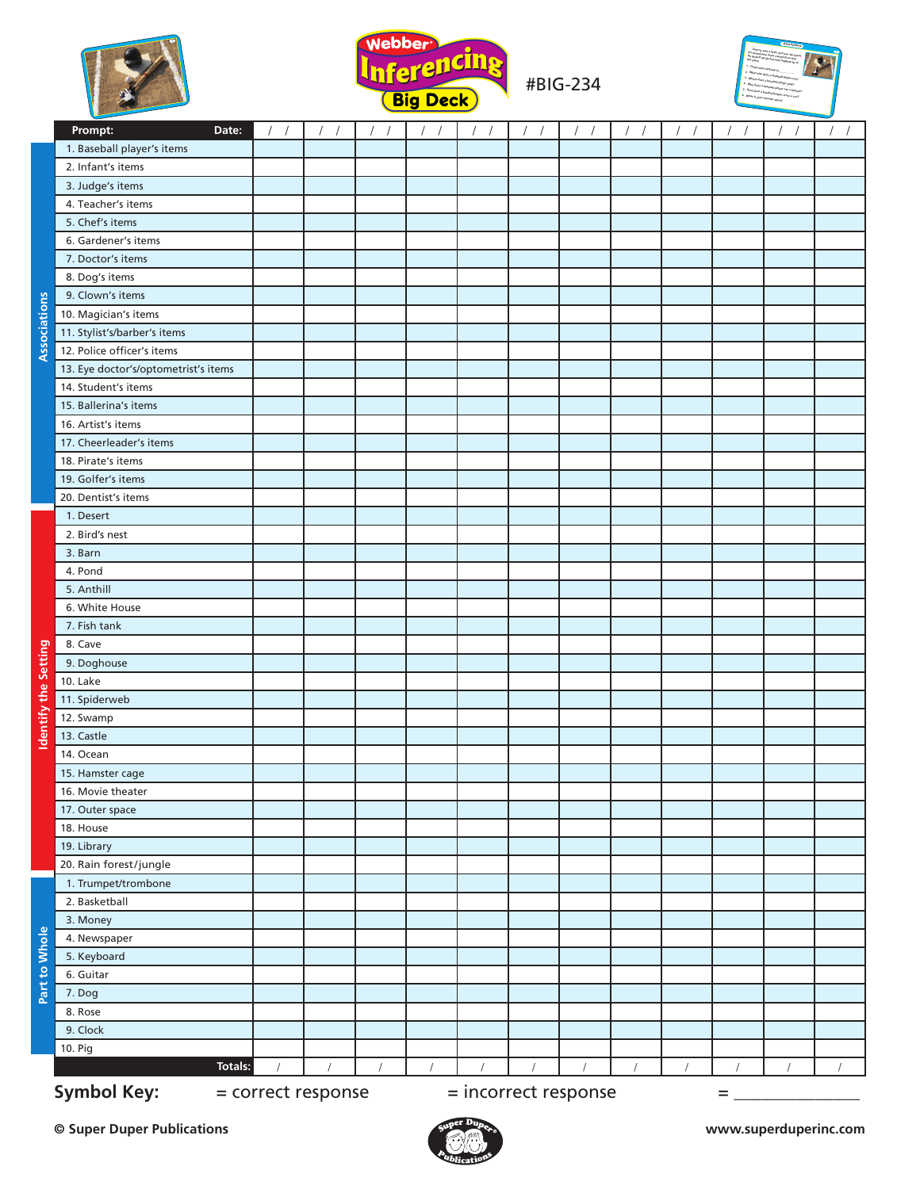# Webber Inferencing Big Deck

#BIG-234

| | Prompt: | Date: / / | / / | / / | / / | / / | / / | / / | / / | / / | / / | / / | / / |
|---|---|---|---|---|---|---|---|---|---|---|---|---|---|
| Associations | 1. Baseball player's items | | | | | | | | | | | | |
| | 2. Infant's items | | | | | | | | | | | | |
| | 3. Judge's items | | | | | | | | | | | | |
| | 4. Teacher's items | | | | | | | | | | | | |
| | 5. Chef's items | | | | | | | | | | | | |
| | 6. Gardener's items | | | | | | | | | | | | |
| | 7. Doctor's items | | | | | | | | | | | | |
| | 8. Dog's items | | | | | | | | | | | | |
| | 9. Clown's items | | | | | | | | | | | | |
| | 10. Magician's items | | | | | | | | | | | | |
| | 11. Stylist's/barber's items | | | | | | | | | | | | |
| | 12. Police officer's items | | | | | | | | | | | | |
| | 13. Eye doctor's/optometrist's items | | | | | | | | | | | | |
| | 14. Student's items | | | | | | | | | | | | |
| | 15. Ballerina's items | | | | | | | | | | | | |
| | 16. Artist's items | | | | | | | | | | | | |
| | 17. Cheerleader's items | | | | | | | | | | | | |
| | 18. Pirate's items | | | | | | | | | | | | |
| | 19. Golfer's items | | | | | | | | | | | | |
| | 20. Dentist's items | | | | | | | | | | | | |
| Identify the Setting | 1. Desert | | | | | | | | | | | | |
| | 2. Bird's nest | | | | | | | | | | | | |
| | 3. Barn | | | | | | | | | | | | |
| | 4. Pond | | | | | | | | | | | | |
| | 5. Anthill | | | | | | | | | | | | |
| | 6. White House | | | | | | | | | | | | |
| | 7. Fish tank | | | | | | | | | | | | |
| | 8. Cave | | | | | | | | | | | | |
| | 9. Doghouse | | | | | | | | | | | | |
| | 10. Lake | | | | | | | | | | | | |
| | 11. Spiderweb | | | | | | | | | | | | |
| | 12. Swamp | | | | | | | | | | | | |
| | 13. Castle | | | | | | | | | | | | |
| | 14. Ocean | | | | | | | | | | | | |
| | 15. Hamster cage | | | | | | | | | | | | |
| | 16. Movie theater | | | | | | | | | | | | |
| | 17. Outer space | | | | | | | | | | | | |
| | 18. House | | | | | | | | | | | | |
| | 19. Library | | | | | | | | | | | | |
| | 20. Rain forest/jungle | | | | | | | | | | | | |
| Part to Whole | 1. Trumpet/trombone | | | | | | | | | | | | |
| | 2. Basketball | | | | | | | | | | | | |
| | 3. Money | | | | | | | | | | | | |
| | 4. Newspaper | | | | | | | | | | | | |
| | 5. Keyboard | | | | | | | | | | | | |
| | 6. Guitar | | | | | | | | | | | | |
| | 7. Dog | | | | | | | | | | | | |
| | 8. Rose | | | | | | | | | | | | |
| | 9. Clock | | | | | | | | | | | | |
| | 10. Pig | | | | | | | | | | | | |
| | Totals: | / | / | / | / | / | / | / | / | / | / | / | / |

**Symbol Key:** = correct response = incorrect response = _______________

© Super Duper Publications www.superduperinc.com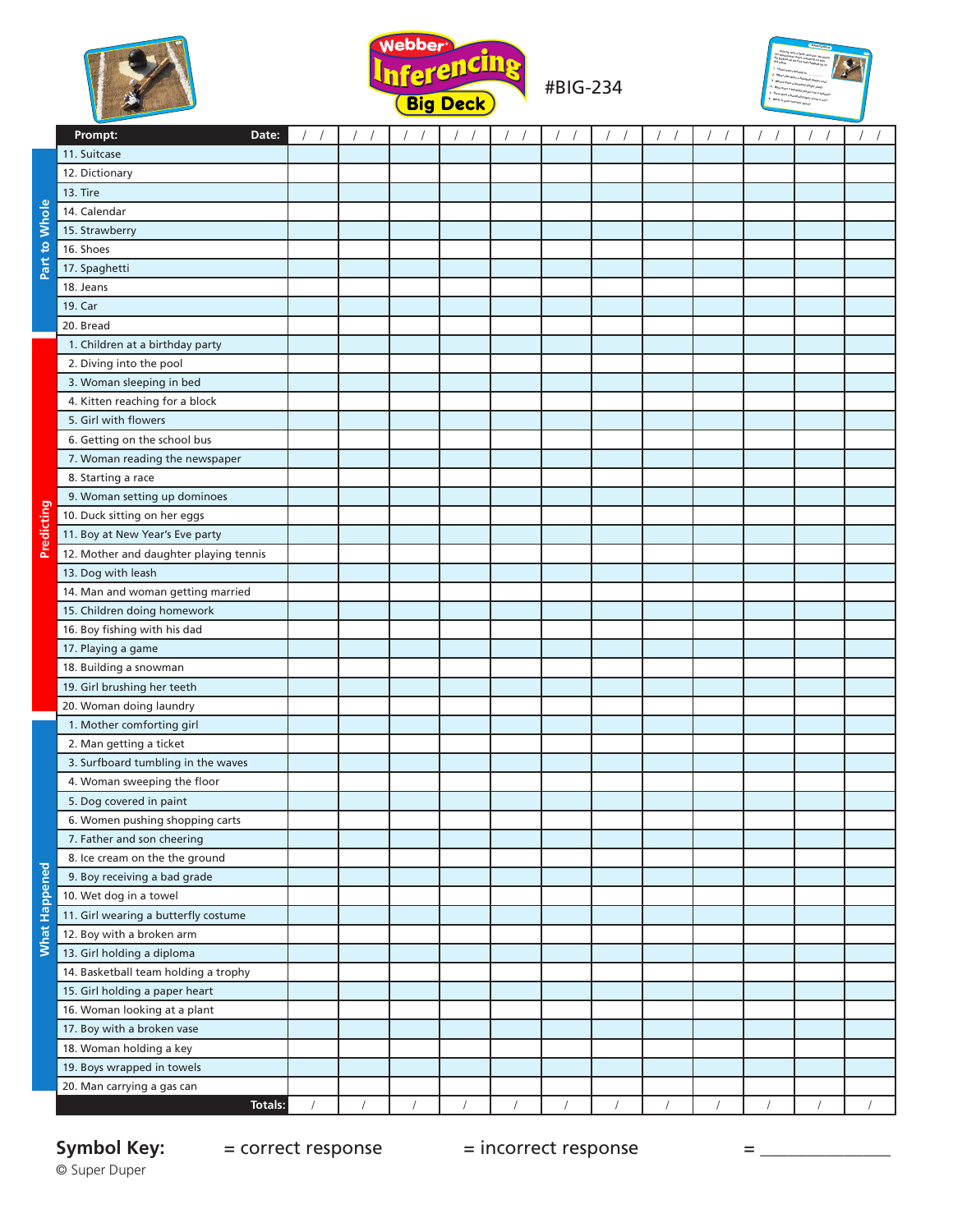Webber® Inferencing Big Deck

#BIG-234

| | Prompt: | Date: / / | / / | / / | / / | / / | / / | / / | / / | / / | / / | / / | / / |
|---|---|---|---|---|---|---|---|---|---|---|---|---|---|
| Part to Whole | 11. Suitcase | | | | | | | | | | | | |
| | 12. Dictionary | | | | | | | | | | | | |
| | 13. Tire | | | | | | | | | | | | |
| | 14. Calendar | | | | | | | | | | | | |
| | 15. Strawberry | | | | | | | | | | | | |
| | 16. Shoes | | | | | | | | | | | | |
| | 17. Spaghetti | | | | | | | | | | | | |
| | 18. Jeans | | | | | | | | | | | | |
| | 19. Car | | | | | | | | | | | | |
| | 20. Bread | | | | | | | | | | | | |
| Predicting | 1. Children at a birthday party | | | | | | | | | | | | |
| | 2. Diving into the pool | | | | | | | | | | | | |
| | 3. Woman sleeping in bed | | | | | | | | | | | | |
| | 4. Kitten reaching for a block | | | | | | | | | | | | |
| | 5. Girl with flowers | | | | | | | | | | | | |
| | 6. Getting on the school bus | | | | | | | | | | | | |
| | 7. Woman reading the newspaper | | | | | | | | | | | | |
| | 8. Starting a race | | | | | | | | | | | | |
| | 9. Woman setting up dominoes | | | | | | | | | | | | |
| | 10. Duck sitting on her eggs | | | | | | | | | | | | |
| | 11. Boy at New Year's Eve party | | | | | | | | | | | | |
| | 12. Mother and daughter playing tennis | | | | | | | | | | | | |
| | 13. Dog with leash | | | | | | | | | | | | |
| | 14. Man and woman getting married | | | | | | | | | | | | |
| | 15. Children doing homework | | | | | | | | | | | | |
| | 16. Boy fishing with his dad | | | | | | | | | | | | |
| | 17. Playing a game | | | | | | | | | | | | |
| | 18. Building a snowman | | | | | | | | | | | | |
| | 19. Girl brushing her teeth | | | | | | | | | | | | |
| | 20. Woman doing laundry | | | | | | | | | | | | |
| What Happened | 1. Mother comforting girl | | | | | | | | | | | | |
| | 2. Man getting a ticket | | | | | | | | | | | | |
| | 3. Surfboard tumbling in the waves | | | | | | | | | | | | |
| | 4. Woman sweeping the floor | | | | | | | | | | | | |
| | 5. Dog covered in paint | | | | | | | | | | | | |
| | 6. Women pushing shopping carts | | | | | | | | | | | | |
| | 7. Father and son cheering | | | | | | | | | | | | |
| | 8. Ice cream on the the ground | | | | | | | | | | | | |
| | 9. Boy receiving a bad grade | | | | | | | | | | | | |
| | 10. Wet dog in a towel | | | | | | | | | | | | |
| | 11. Girl wearing a butterfly costume | | | | | | | | | | | | |
| | 12. Boy with a broken arm | | | | | | | | | | | | |
| | 13. Girl holding a diploma | | | | | | | | | | | | |
| | 14. Basketball team holding a trophy | | | | | | | | | | | | |
| | 15. Girl holding a paper heart | | | | | | | | | | | | |
| | 16. Woman looking at a plant | | | | | | | | | | | | |
| | 17. Boy with a broken vase | | | | | | | | | | | | |
| | 18. Woman holding a key | | | | | | | | | | | | |
| | 19. Boys wrapped in towels | | | | | | | | | | | | |
| | 20. Man carrying a gas can | | | | | | | | | | | | |
| | | Totals: / | / | / | / | / | / | / | / | / | / | / | / |

**Symbol Key:** = correct response = incorrect response = _______________

© Super Duper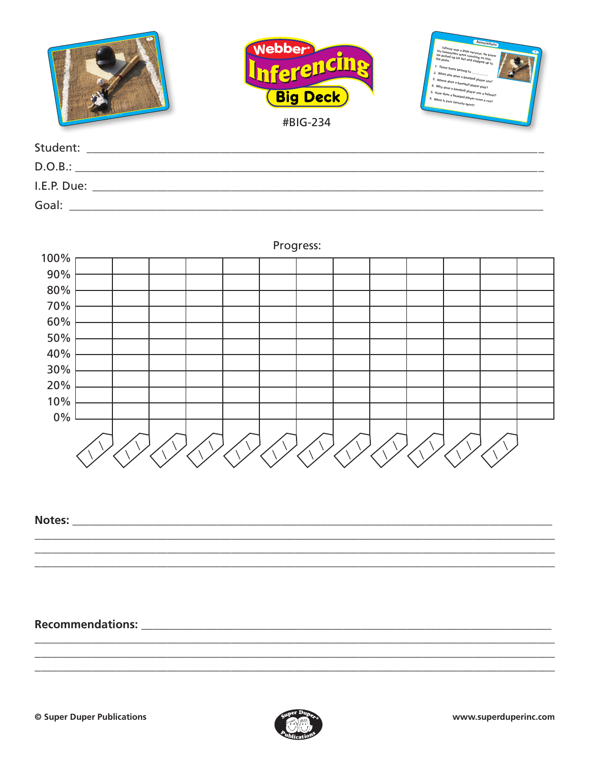Webber® Inferencing Big Deck

#BIG-234

Student: ___________________________________________

D.O.B.: ___________________________________________

I.E.P. Due: ___________________________________________

Goal: ___________________________________________

Progress:

100%
90%
80%
70%
60%
50%
40%
30%
20%
10%
0%

**Notes:** ___________________________________________

___________________________________________

___________________________________________

___________________________________________

**Recommendations:** ___________________________________________

___________________________________________

___________________________________________

___________________________________________

**© Super Duper Publications** **www.superduperinc.com**